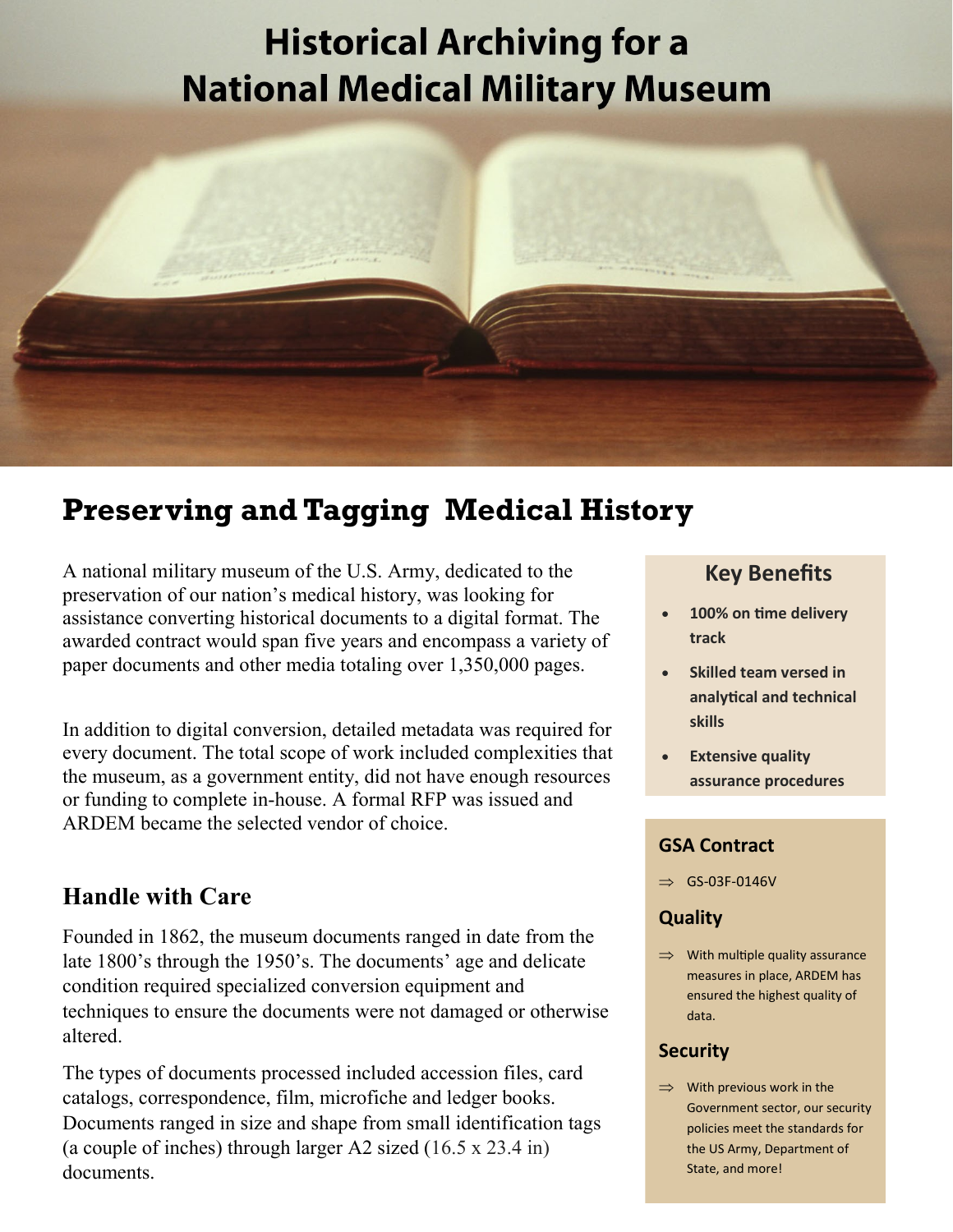# Historical Archiving for a National Medical Military Museum

## Preserving and Tagging Medical History

A national military museum of the U.S. Army, dedicated to the preservation of our nation's medical history, was looking for assistance converting historical documents to a digital format. The awarded contract would span five years and encompass a variety of paper documents and other media totaling over 1,350,000 pages.

In addition to digital conversion, detailed metadata was required for every document. The total scope of work included complexities that the museum, as a government entity, did not have enough resources or funding to complete in-house. A formal RFP was issued and ARDEM became the selected vendor of choice.

### Handle with Care

Founded in 1862, the museum documents ranged in date from the late 1800's through the 1950's. The documents' age and delicate condition required specialized conversion equipment and techniques to ensure the documents were not damaged or otherwise altered.

The types of documents processed included accession files, card catalogs, correspondence, film, microfiche and ledger books. Documents ranged in size and shape from small identification tags (a couple of inches) through larger A2 sized (16.5 x 23.4 in) documents.

### Key Benefits

- **100% on time delivery track**
- **Skilled team versed in analytical and technical skills**
- **Extensive quality assurance procedures**

### GSA Contract

⇒ GS-03F-0146V

### Quality

⇒ With multiple quality assurance measures in place, ARDEM has ensured the highest quality of data.

### Security

⇒ With previous work in the Government sector, our security policies meet the standards for the US Army, Department of State, and more!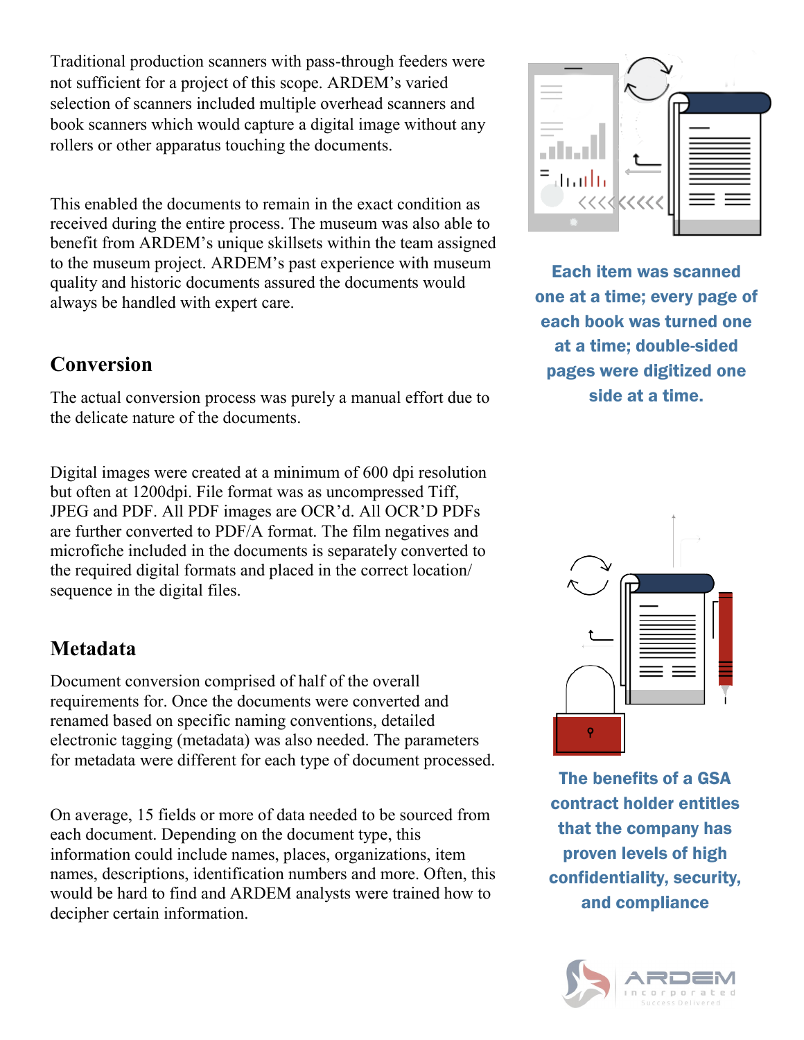Traditional production scanners with pass-through feeders were not sufficient for a project of this scope. ARDEM's varied selection of scanners included multiple overhead scanners and book scanners which would capture a digital image without any rollers or other apparatus touching the documents.

This enabled the documents to remain in the exact condition as received during the entire process. The museum was also able to benefit from ARDEM's unique skillsets within the team assigned to the museum project. ARDEM's past experience with museum quality and historic documents assured the documents would always be handled with expert care.

**Each item was scanned one at a time; every page of each book was turned one at a time; double-sided pages were digitized one side at a time.**

## Conversion

The actual conversion process was purely a manual effort due to the delicate nature of the documents.

Digital images were created at a minimum of 600 dpi resolution but often at 1200dpi. File format was as uncompressed Tiff, JPEG and PDF. All PDF images are OCR'd. All OCR'D PDFs are further converted to PDF/A format. The film negatives and microfiche included in the documents is separately converted to the required digital formats and placed in the correct location/ sequence in the digital files.

## Metadata

Document conversion comprised of half of the overall requirements for. Once the documents were converted and renamed based on specific naming conventions, detailed electronic tagging (metadata) was also needed. The parameters for metadata were different for each type of document processed.

On average, 15 fields or more of data needed to be sourced from each document. Depending on the document type, this information could include names, places, organizations, item names, descriptions, identification numbers and more. Often, this would be hard to find and ARDEM analysts were trained how to decipher certain information.

**The benefits of a GSA contract holder entitles that the company has proven levels of high confidentiality, security, and compliance**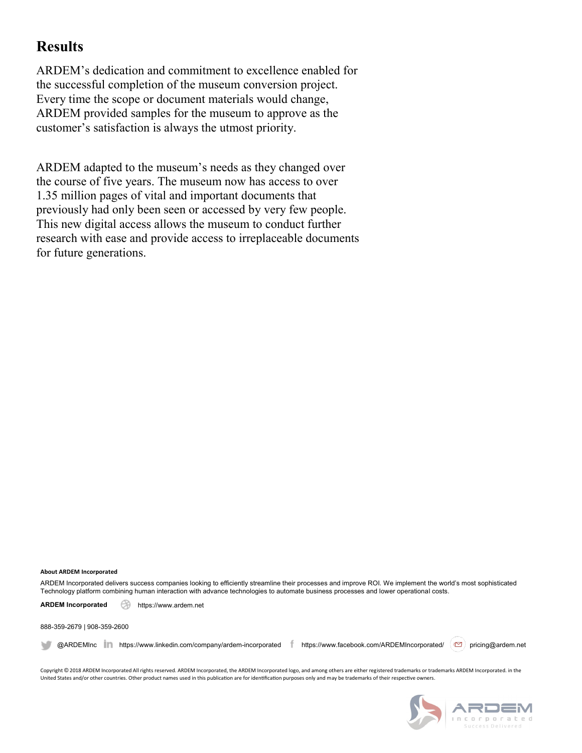## Results

ARDEM's dedication and commitment to excellence enabled for the successful completion of the museum conversion project. Every time the scope or document materials would change, ARDEM provided samples for the museum to approve as the customer's satisfaction is always the utmost priority.

ARDEM adapted to the museum's needs as they changed over the course of five years. The museum now has access to over 1.35 million pages of vital and important documents that previously had only been seen or accessed by very few people. This new digital access allows the museum to conduct further research with ease and provide access to irreplaceable documents for future generations.

**About ARDEM Incorporated**

ARDEM Incorporated delivers success companies looking to efficiently streamline their processes and improve ROI. We implement the world's most sophisticated Technology platform combining human interaction with advance technologies to automate business processes and lower operational costs.

**ARDEM Incorporated** https://www.ardem.net

888-359-2679 | 908-359-2600

@ARDEMInc https://www.linkedin.com/company/ardem-incorporated https://www.facebook.com/ARDEMIncorporated/ pricing@ardem.net

Copyright © 2018 ARDEM Incorporated All rights reserved. ARDEM Incorporated, the ARDEM Incorporated logo, and among others are either registered trademarks or trademarks ARDEM Incorporated. in the United States and/or other countries. Other product names used in this publication are for identification purposes only and may be trademarks of their respective owners.

ARDEM Incorporated
Success Delivered